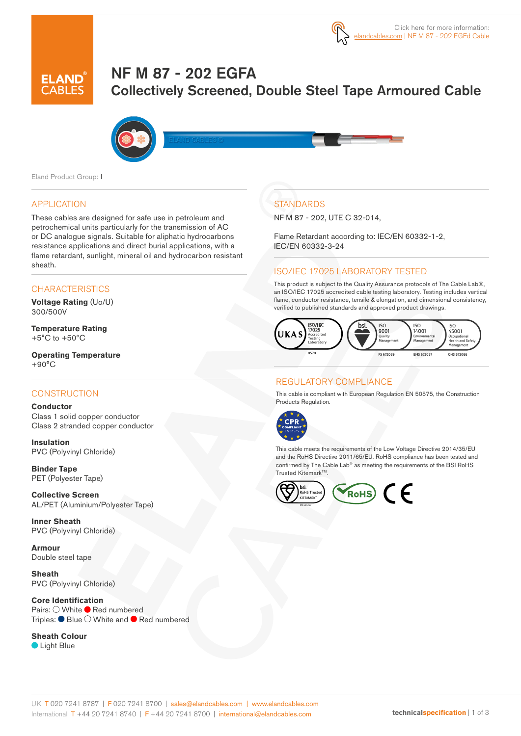Click here for more information: elandcables.com | NF M 87 - 202 EGFd Cable

# NF M 87 - 202 EGFA

## Collectively Screened, Double Steel Tape Armoured Cable

Eland Product Group: I

## APPLICATION

These cables are designed for safe use in petroleum and petrochemical units particularly for the transmission of AC or DC analogue signals. Suitable for aliphatic hydrocarbons resistance applications and direct burial applications, with a flame retardant, sunlight, mineral oil and hydrocarbon resistant sheath.

## CHARACTERISTICS

**Voltage Rating** (Uo/U)
300/500V

**Temperature Rating**
+5°C to +50°C

**Operating Temperature**
+90°C

## CONSTRUCTION

**Conductor**
Class 1 solid copper conductor
Class 2 stranded copper conductor

**Insulation**
PVC (Polyvinyl Chloride)

**Binder Tape**
PET (Polyester Tape)

**Collective Screen**
AL/PET (Aluminium/Polyester Tape)

**Inner Sheath**
PVC (Polyvinyl Chloride)

**Armour**
Double steel tape

**Sheath**
PVC (Polyvinyl Chloride)

**Core Identification**
Pairs: ◯ White ● Red numbered
Triples: ● Blue ◯ White and ● Red numbered

**Sheath Colour**
● Light Blue

## STANDARDS

NF M 87 - 202, UTE C 32-014,

Flame Retardant according to: IEC/EN 60332-1-2, IEC/EN 60332-3-24

## ISO/IEC 17025 LABORATORY TESTED

This product is subject to the Quality Assurance protocols of The Cable Lab®, an ISO/IEC 17025 accredited cable testing laboratory. Testing includes vertical flame, conductor resistance, tensile & elongation, and dimensional consistency, verified to published standards and approved product drawings.

UKAS ISO/IEC 17025 Accredited Testing Laboratory 8578 | bsi. ISO 9001 Quality Management FS 672069 | ISO 14001 Environmental Management EMS 672067 | ISO 45001 Occupational Health and Safety Management OHS 672066

## REGULATORY COMPLIANCE

This cable is compliant with European Regulation EN 50575, the Construction Products Regulation.

CPR COMPLIANT EN 50575

This cable meets the requirements of the Low Voltage Directive 2014/35/EU and the RoHS Directive 2011/65/EU. RoHS compliance has been tested and confirmed by The Cable Lab® as meeting the requirements of the BSI RoHS Trusted Kitemark™.

bsi. RoHS Trusted KITEMARK™ | RoHS | CE

UK T 020 7241 8787 | F 020 7241 8700 | sales@elandcables.com | www.elandcables.com
International T +44 20 7241 8740 | F +44 20 7241 8700 | international@elandcables.com

technicalspecification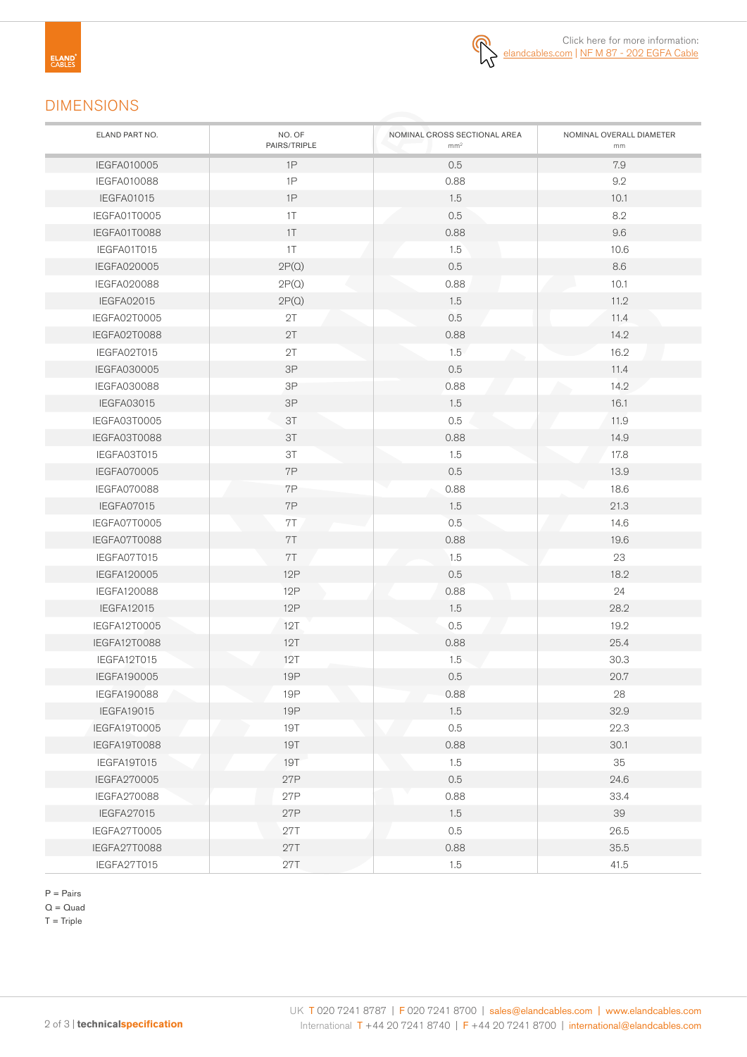Click here for more information: elandcables.com | NF M 87 - 202 EGFA Cable

## DIMENSIONS

| ELAND PART NO. | NO. OF PAIRS/TRIPLE | NOMINAL CROSS SECTIONAL AREA mm² | NOMINAL OVERALL DIAMETER mm |
|---|---|---|---|
| IEGFA010005 | 1P | 0.5 | 7.9 |
| IEGFA010088 | 1P | 0.88 | 9.2 |
| IEGFA01015 | 1P | 1.5 | 10.1 |
| IEGFA01T0005 | 1T | 0.5 | 8.2 |
| IEGFA01T0088 | 1T | 0.88 | 9.6 |
| IEGFA01T015 | 1T | 1.5 | 10.6 |
| IEGFA020005 | 2P(Q) | 0.5 | 8.6 |
| IEGFA020088 | 2P(Q) | 0.88 | 10.1 |
| IEGFA02015 | 2P(Q) | 1.5 | 11.2 |
| IEGFA02T0005 | 2T | 0.5 | 11.4 |
| IEGFA02T0088 | 2T | 0.88 | 14.2 |
| IEGFA02T015 | 2T | 1.5 | 16.2 |
| IEGFA030005 | 3P | 0.5 | 11.4 |
| IEGFA030088 | 3P | 0.88 | 14.2 |
| IEGFA03015 | 3P | 1.5 | 16.1 |
| IEGFA03T0005 | 3T | 0.5 | 11.9 |
| IEGFA03T0088 | 3T | 0.88 | 14.9 |
| IEGFA03T015 | 3T | 1.5 | 17.8 |
| IEGFA070005 | 7P | 0.5 | 13.9 |
| IEGFA070088 | 7P | 0.88 | 18.6 |
| IEGFA07015 | 7P | 1.5 | 21.3 |
| IEGFA07T0005 | 7T | 0.5 | 14.6 |
| IEGFA07T0088 | 7T | 0.88 | 19.6 |
| IEGFA07T015 | 7T | 1.5 | 23 |
| IEGFA120005 | 12P | 0.5 | 18.2 |
| IEGFA120088 | 12P | 0.88 | 24 |
| IEGFA12015 | 12P | 1.5 | 28.2 |
| IEGFA12T0005 | 12T | 0.5 | 19.2 |
| IEGFA12T0088 | 12T | 0.88 | 25.4 |
| IEGFA12T015 | 12T | 1.5 | 30.3 |
| IEGFA190005 | 19P | 0.5 | 20.7 |
| IEGFA190088 | 19P | 0.88 | 28 |
| IEGFA19015 | 19P | 1.5 | 32.9 |
| IEGFA19T0005 | 19T | 0.5 | 22.3 |
| IEGFA19T0088 | 19T | 0.88 | 30.1 |
| IEGFA19T015 | 19T | 1.5 | 35 |
| IEGFA270005 | 27P | 0.5 | 24.6 |
| IEGFA270088 | 27P | 0.88 | 33.4 |
| IEGFA27015 | 27P | 1.5 | 39 |
| IEGFA27T0005 | 27T | 0.5 | 26.5 |
| IEGFA27T0088 | 27T | 0.88 | 35.5 |
| IEGFA27T015 | 27T | 1.5 | 41.5 |

P = Pairs
Q = Quad
T = Triple

UK T 020 7241 8787 | F 020 7241 8700 | sales@elandcables.com | www.elandcables.com
International T +44 20 7241 8740 | F +44 20 7241 8700 | international@elandcables.com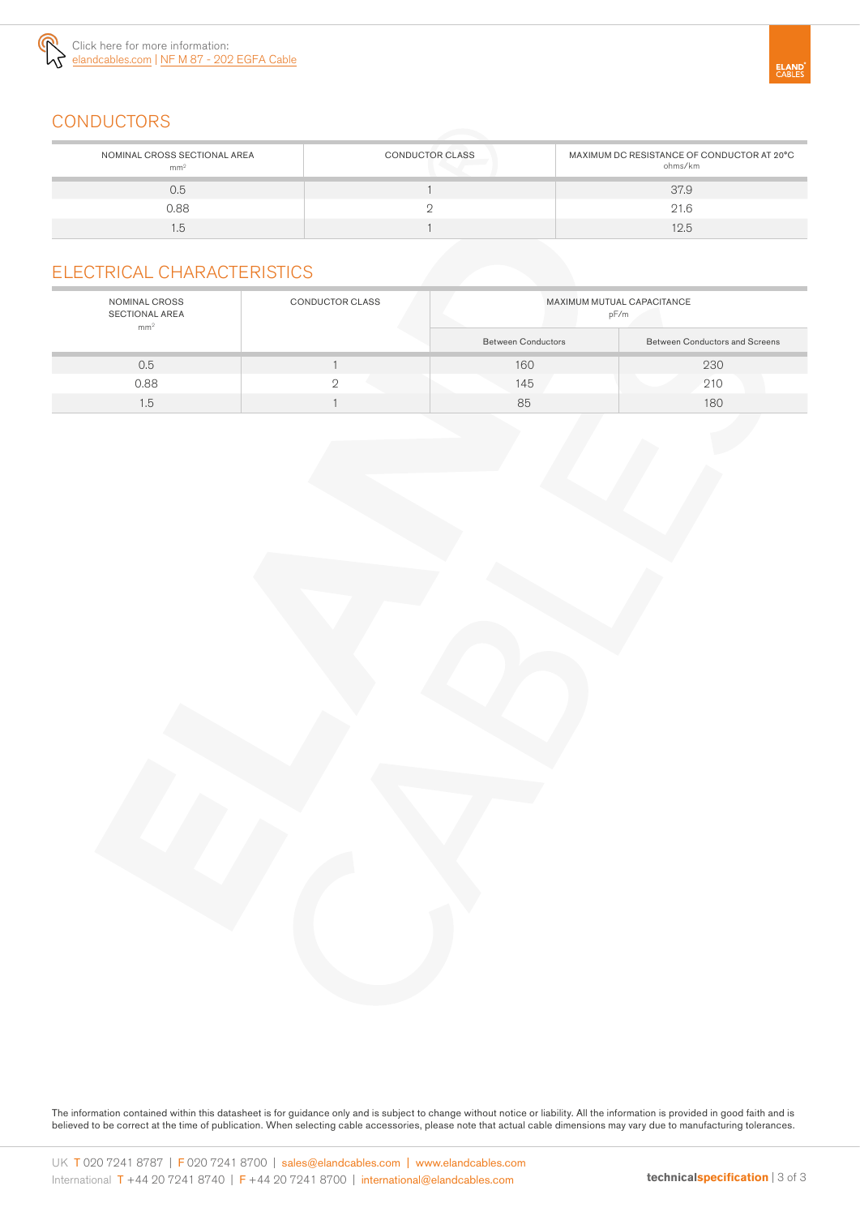Click here for more information:
elandcables.com | NF M 87 - 202 EGFA Cable

## CONDUCTORS

| NOMINAL CROSS SECTIONAL AREA mm$^2$ | CONDUCTOR CLASS | MAXIMUM DC RESISTANCE OF CONDUCTOR AT 20°C ohms/km |
|---|---|---|
| 0.5 | 1 | 37.9 |
| 0.88 | 2 | 21.6 |
| 1.5 | 1 | 12.5 |

## ELECTRICAL CHARACTERISTICS

| NOMINAL CROSS SECTIONAL AREA mm$^2$ | CONDUCTOR CLASS | MAXIMUM MUTUAL CAPACITANCE pF/m | |
|---|---|---|---|
| | | Between Conductors | Between Conductors and Screens |
| 0.5 | 1 | 160 | 230 |
| 0.88 | 2 | 145 | 210 |
| 1.5 | 1 | 85 | 180 |

The information contained within this datasheet is for guidance only and is subject to change without notice or liability. All the information is provided in good faith and is believed to be correct at the time of publication. When selecting cable accessories, please note that actual cable dimensions may vary due to manufacturing tolerances.

UK T 020 7241 8787 | F 020 7241 8700 | sales@elandcables.com | www.elandcables.com
International T +44 20 7241 8740 | F +44 20 7241 8700 | international@elandcables.com